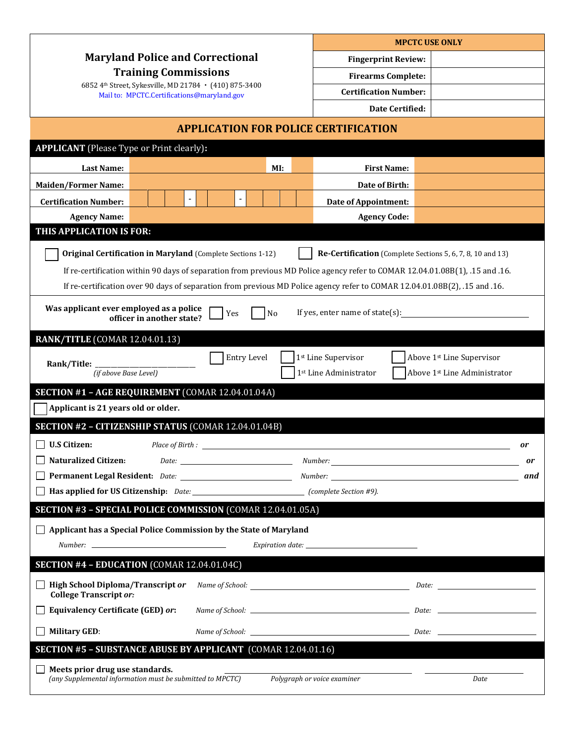**Maryland Police and Correctional Training Commissions**

6852 4th Street, Sykesville, MD 21784 • (410) 875-3400

Mail to: MPCTC.Certifications@maryland.gov

| MPCTC USE ONLY | |
|---|---|
| Fingerprint Review: | |
| Firearms Complete: | |
| Certification Number: | |
| Date Certified: | |

# APPLICATION FOR POLICE CERTIFICATION

## APPLICANT (Please Type or Print clearly):

| | | | |
|---|---|---|---|
| **Last Name:** | **MI:** | **First Name:** | |
| **Maiden/Former Name:** | | **Date of Birth:** | |
| **Certification Number:** | - - | **Date of Appointment:** | |
| **Agency Name:** | | **Agency Code:** | |

## THIS APPLICATION IS FOR:

☐ **Original Certification in Maryland** (Complete Sections 1-12) ☐ **Re-Certification** (Complete Sections 5, 6, 7, 8, 10 and 13)

If re-certification within 90 days of separation from previous MD Police agency refer to COMAR 12.04.01.08B(1), .15 and .16.

If re-certification over 90 days of separation from previous MD Police agency refer to COMAR 12.04.01.08B(2), .15 and .16.

**Was applicant ever employed as a police officer in another state?** ☐ Yes ☐ No If yes, enter name of state(s): ______________

## RANK/TITLE (COMAR 12.04.01.13)

**Rank/Title:** ______________ *(if above Base Level)*

☐ Entry Level ☐ 1st Line Supervisor ☐ Above 1st Line Supervisor ☐ 1st Line Administrator ☐ Above 1st Line Administrator

## SECTION #1 – AGE REQUIREMENT (COMAR 12.04.01.04A)

☐ **Applicant is 21 years old or older.**

## SECTION #2 – CITIZENSHIP STATUS (COMAR 12.04.01.04B)

☐ **U.S Citizen:** *Place of Birth :* ______________ ***or***

☐ **Naturalized Citizen:** *Date:* ______________ *Number:* ______________ ***or***

☐ **Permanent Legal Resident:** *Date:* ______________ *Number:* ______________ ***and***

☐ **Has applied for US Citizenship:** *Date:* ______________ *(complete Section #9).*

## SECTION #3 – SPECIAL POLICE COMMISSION (COMAR 12.04.01.05A)

☐ **Applicant has a Special Police Commission by the State of Maryland**

*Number:* ______________ *Expiration date:* ______________

## SECTION #4 – EDUCATION (COMAR 12.04.01.04C)

☐ **High School Diploma/Transcript *or* College Transcript *or:*** *Name of School:* ______________ *Date:* ______________

☐ **Equivalency Certificate (GED) *or:*** *Name of School:* ______________ *Date:* ______________

☐ **Military GED**: *Name of School:* ______________ *Date:* ______________

## SECTION #5 – SUBSTANCE ABUSE BY APPLICANT (COMAR 12.04.01.16)

☐ **Meets prior drug use standards.**
*(any Supplemental information must be submitted to MPCTC)*

______________ *Polygraph or voice examiner* ______________ *Date*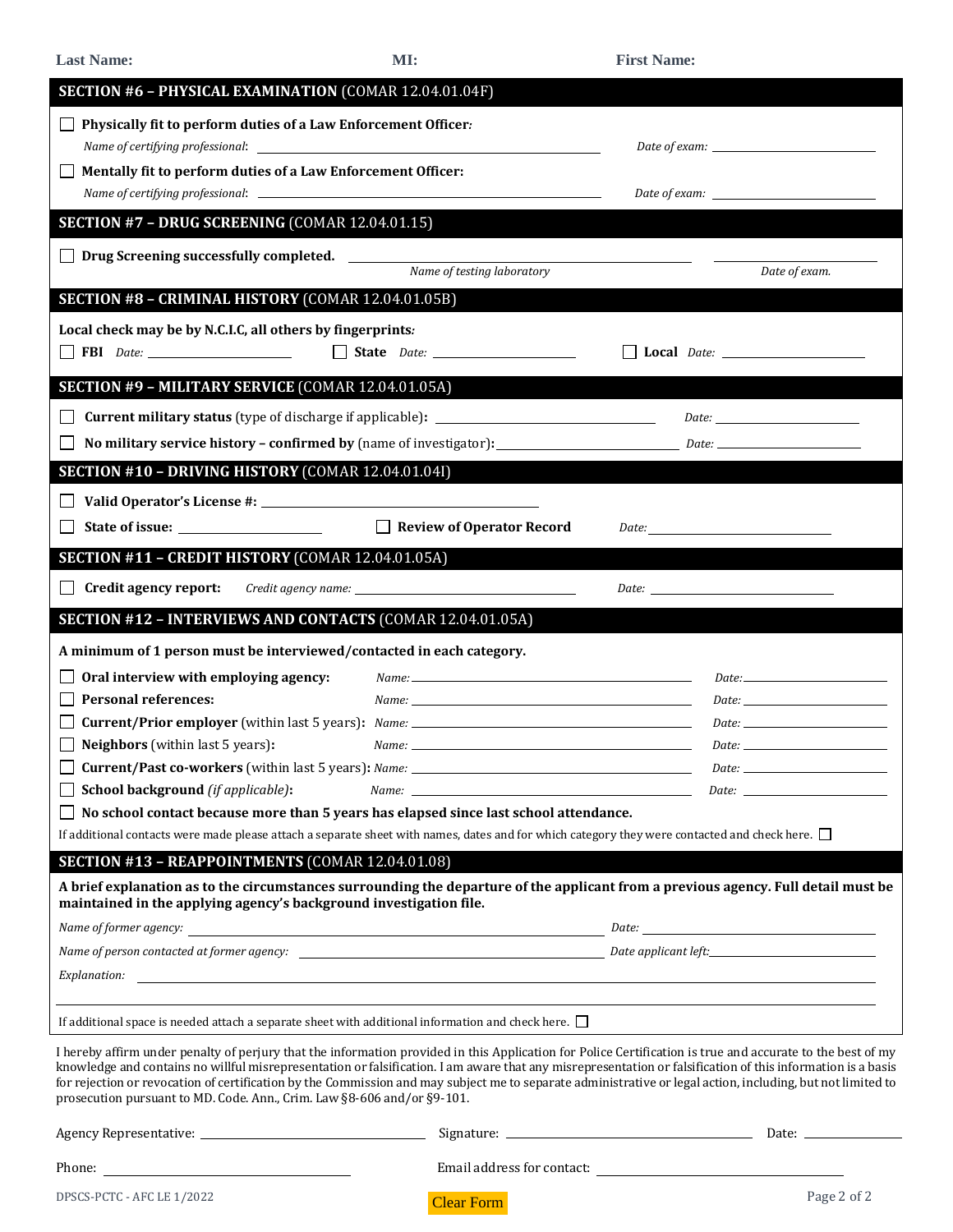**Last Name:** **MI:** **First Name:**

## SECTION #6 – PHYSICAL EXAMINATION (COMAR 12.04.01.04F)

☐ **Physically fit to perform duties of a Law Enforcement Officer:**
*Name of certifying professional*: ______________________ *Date of exam:* ______________

☐ **Mentally fit to perform duties of a Law Enforcement Officer:**
*Name of certifying professional*: ______________________ *Date of exam:* ______________

## SECTION #7 – DRUG SCREENING (COMAR 12.04.01.15)

☐ **Drug Screening successfully completed.** ______________________ ______________
*Name of testing laboratory* *Date of exam.*

## SECTION #8 – CRIMINAL HISTORY (COMAR 12.04.01.05B)

**Local check may be by N.C.I.C, all others by fingerprints***:*

☐ **FBI** *Date:* ______________ ☐ **State** *Date:* ______________ ☐ **Local** *Date:* ______________

## SECTION #9 – MILITARY SERVICE (COMAR 12.04.01.05A)

☐ **Current military status** (type of discharge if applicable): ______________________ *Date:* ______________

☐ **No military service history – confirmed by** (name of investigator): ______________________ *Date:* ______________

## SECTION #10 – DRIVING HISTORY (COMAR 12.04.01.04I)

☐ **Valid Operator's License #:** ______________________

☐ **State of issue:** ______________ ☐ **Review of Operator Record** *Date:* ______________

## SECTION #11 – CREDIT HISTORY (COMAR 12.04.01.05A)

☐ **Credit agency report:** *Credit agency name:* ______________________ *Date:* ______________

## SECTION #12 – INTERVIEWS AND CONTACTS (COMAR 12.04.01.05A)

**A minimum of 1 person must be interviewed/contacted in each category.**

☐ **Oral interview with employing agency:** *Name:* ______________________ *Date:* ______________

☐ **Personal references:** *Name:* ______________________ *Date:* ______________

☐ **Current/Prior employer** (within last 5 years)**:** *Name:* ______________________ *Date:* ______________

☐ **Neighbors** (within last 5 years)**:** *Name:* ______________________ *Date:* ______________

☐ **Current/Past co-workers** (within last 5 years)**:** *Name:* ______________________ *Date:* ______________

☐ **School background** *(if applicable)***:** *Name:* ______________________ *Date:* ______________

☐ **No school contact because more than 5 years has elapsed since last school attendance.**

If additional contacts were made please attach a separate sheet with names, dates and for which category they were contacted and check here. ☐

## SECTION #13 – REAPPOINTMENTS (COMAR 12.04.01.08)

**A brief explanation as to the circumstances surrounding the departure of the applicant from a previous agency. Full detail must be maintained in the applying agency's background investigation file.**

*Name of former agency:* ______________________ *Date:* ______________

*Name of person contacted at former agency:* ______________________ *Date applicant left:* ______________

*Explanation:* ______________________________________________

If additional space is needed attach a separate sheet with additional information and check here. ☐

I hereby affirm under penalty of perjury that the information provided in this Application for Police Certification is true and accurate to the best of my knowledge and contains no willful misrepresentation or falsification. I am aware that any misrepresentation or falsification of this information is a basis for rejection or revocation of certification by the Commission and may subject me to separate administrative or legal action, including, but not limited to prosecution pursuant to MD. Code. Ann., Crim. Law §8-606 and/or §9-101.

Agency Representative: ______________________ Signature: ______________________ Date: ______________

Phone: ______________________ Email address for contact: ______________________

DPSCS-PCTC - AFC LE 1/2022

Clear Form